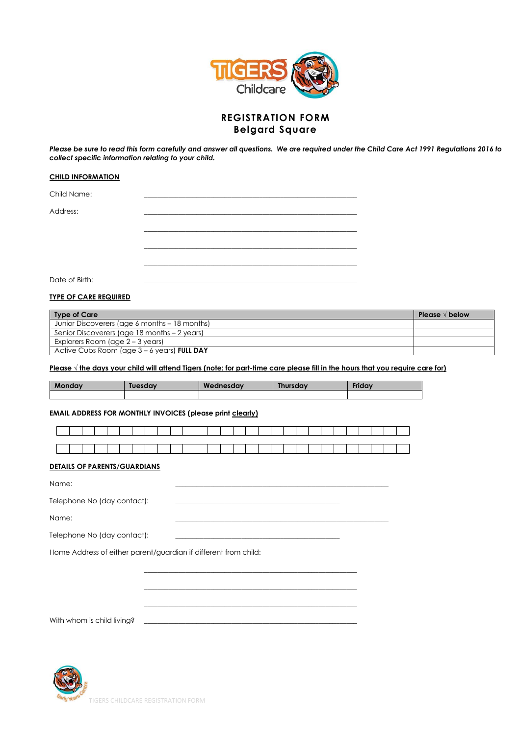# REGISTRATION FORM
## Belgard Square

***Please be sure to read this form carefully and answer all questions. We are required under the Child Care Act 1991 Regulations 2016 to collect specific information relating to your child.***

**CHILD INFORMATION**

Child Name: \_\_\_\_\_\_\_\_\_\_\_\_\_\_\_\_\_\_\_\_\_\_\_\_\_\_\_\_\_\_\_\_\_\_\_\_\_\_\_\_

Address: \_\_\_\_\_\_\_\_\_\_\_\_\_\_\_\_\_\_\_\_\_\_\_\_\_\_\_\_\_\_\_\_\_\_\_\_\_\_\_\_

\_\_\_\_\_\_\_\_\_\_\_\_\_\_\_\_\_\_\_\_\_\_\_\_\_\_\_\_\_\_\_\_\_\_\_\_\_\_\_\_

\_\_\_\_\_\_\_\_\_\_\_\_\_\_\_\_\_\_\_\_\_\_\_\_\_\_\_\_\_\_\_\_\_\_\_\_\_\_\_\_

\_\_\_\_\_\_\_\_\_\_\_\_\_\_\_\_\_\_\_\_\_\_\_\_\_\_\_\_\_\_\_\_\_\_\_\_\_\_\_\_

Date of Birth: \_\_\_\_\_\_\_\_\_\_\_\_\_\_\_\_\_\_\_\_\_\_\_\_\_\_\_\_\_\_\_\_\_\_\_\_\_\_\_\_

**TYPE OF CARE REQUIRED**

| Type of Care | Please √ below |
|---|---|
| Junior Discoverers (age 6 months – 18 months) | |
| Senior Discoverers (age 18 months – 2 years) | |
| Explorers Room (age 2 – 3 years) | |
| Active Cubs Room (age 3 – 6 years) **FULL DAY** | |

**Please √ the days your child will attend Tigers (note: for part-time care please fill in the hours that you require care for)**

| Monday | Tuesday | Wednesday | Thursday | Friday |
|---|---|---|---|---|
| | | | | |

**EMAIL ADDRESS FOR MONTHLY INVOICES (please print clearly)**

| | | | | | | | | | | | | | | | | | | | | | | | | | | | |
|---|---|---|---|---|---|---|---|---|---|---|---|---|---|---|---|---|---|---|---|---|---|---|---|---|---|---|---|
| | | | | | | | | | | | | | | | | | | | | | | | | | | | |

**DETAILS OF PARENTS/GUARDIANS**

Name: \_\_\_\_\_\_\_\_\_\_\_\_\_\_\_\_\_\_\_\_\_\_\_\_\_\_\_\_\_\_\_\_\_\_\_\_\_\_\_\_

Telephone No (day contact): \_\_\_\_\_\_\_\_\_\_\_\_\_\_\_\_\_\_\_\_\_\_\_\_\_\_\_\_\_\_\_\_

Name: \_\_\_\_\_\_\_\_\_\_\_\_\_\_\_\_\_\_\_\_\_\_\_\_\_\_\_\_\_\_\_\_\_\_\_\_\_\_\_\_

Telephone No (day contact): \_\_\_\_\_\_\_\_\_\_\_\_\_\_\_\_\_\_\_\_\_\_\_\_\_\_\_\_\_\_\_\_

Home Address of either parent/guardian if different from child:

\_\_\_\_\_\_\_\_\_\_\_\_\_\_\_\_\_\_\_\_\_\_\_\_\_\_\_\_\_\_\_\_\_\_\_\_\_\_\_\_

\_\_\_\_\_\_\_\_\_\_\_\_\_\_\_\_\_\_\_\_\_\_\_\_\_\_\_\_\_\_\_\_\_\_\_\_\_\_\_\_

\_\_\_\_\_\_\_\_\_\_\_\_\_\_\_\_\_\_\_\_\_\_\_\_\_\_\_\_\_\_\_\_\_\_\_\_\_\_\_\_

With whom is child living? \_\_\_\_\_\_\_\_\_\_\_\_\_\_\_\_\_\_\_\_\_\_\_\_\_\_\_\_\_\_\_\_\_\_\_\_\_\_\_\_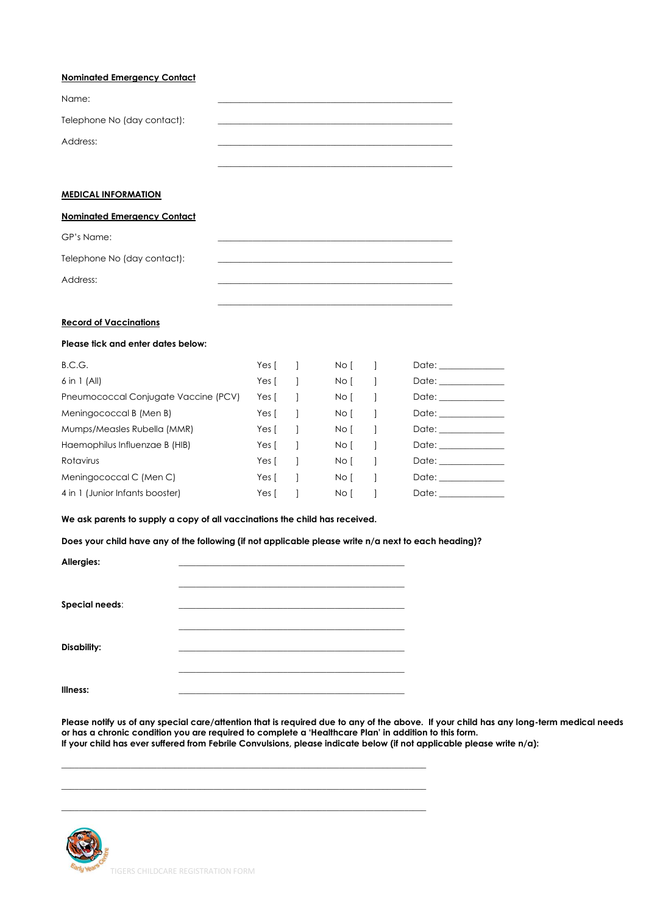**Nominated Emergency Contact**

Name: ______________________________________________

Telephone No (day contact): ______________________________________________

Address: ______________________________________________

______________________________________________

**MEDICAL INFORMATION**

**Nominated Emergency Contact**

GP's Name: ______________________________________________

Telephone No (day contact): ______________________________________________

Address: ______________________________________________

______________________________________________

**Record of Vaccinations**

**Please tick and enter dates below:**

| | | | |
|---|---|---|---|
| B.C.G. | Yes [ ] | No [ ] | Date: ______________ |
| 6 in 1 (All) | Yes [ ] | No [ ] | Date: ______________ |
| Pneumococcal Conjugate Vaccine (PCV) | Yes [ ] | No [ ] | Date: ______________ |
| Meningococcal B (Men B) | Yes [ ] | No [ ] | Date: ______________ |
| Mumps/Measles Rubella (MMR) | Yes [ ] | No [ ] | Date: ______________ |
| Haemophilus Influenzae B (HIB) | Yes [ ] | No [ ] | Date: ______________ |
| Rotavirus | Yes [ ] | No [ ] | Date: ______________ |
| Meningococcal C (Men C) | Yes [ ] | No [ ] | Date: ______________ |
| 4 in 1 (Junior Infants booster) | Yes [ ] | No [ ] | Date: ______________ |

**We ask parents to supply a copy of all vaccinations the child has received.**

**Does your child have any of the following (if not applicable please write n/a next to each heading)?**

**Allergies:** ______________________________________________

______________________________________________

**Special needs**: ______________________________________________

______________________________________________

**Disability:** ______________________________________________

______________________________________________

**Illness:** ______________________________________________

**Please notify us of any special care/attention that is required due to any of the above. If your child has any long-term medical needs or has a chronic condition you are required to complete a 'Healthcare Plan' in addition to this form.**
**If your child has ever suffered from Febrile Convulsions, please indicate below (if not applicable please write n/a):**

______________________________________________________________________________

______________________________________________________________________________

______________________________________________________________________________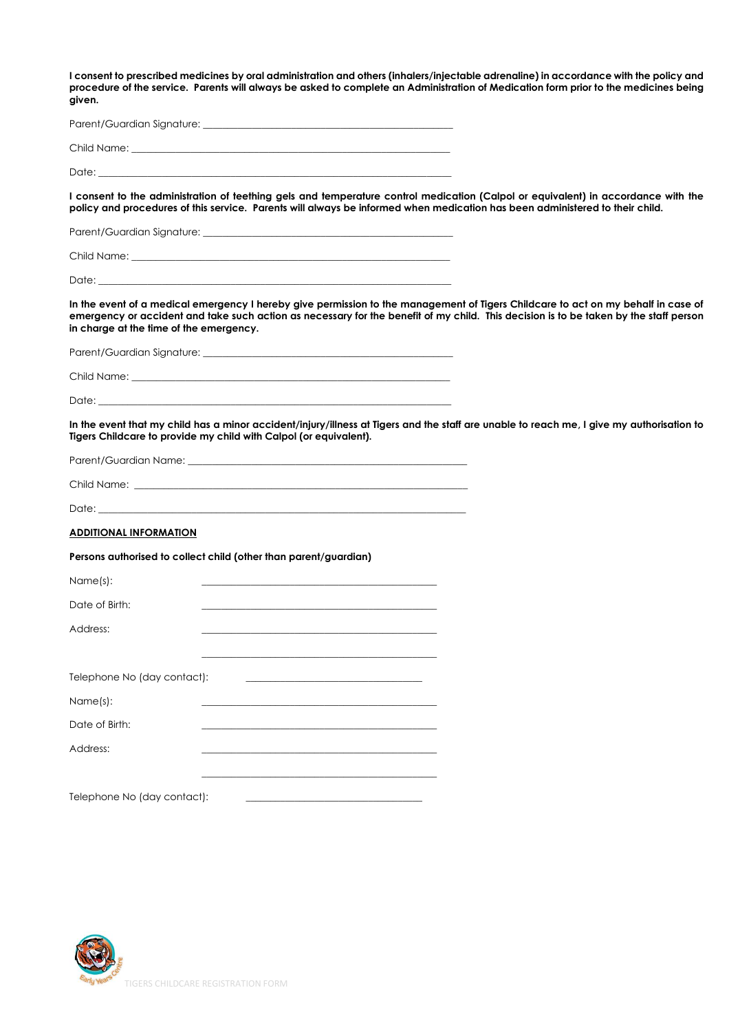**I consent to prescribed medicines by oral administration and others (inhalers/injectable adrenaline) in accordance with the policy and procedure of the service. Parents will always be asked to complete an Administration of Medication form prior to the medicines being given.**

Parent/Guardian Signature: ______________________________________________

Child Name: ______________________________________________

Date: ______________________________________________

**I consent to the administration of teething gels and temperature control medication (Calpol or equivalent) in accordance with the policy and procedures of this service. Parents will always be informed when medication has been administered to their child.**

Parent/Guardian Signature: ______________________________________________

Child Name: ______________________________________________

Date: ______________________________________________

**In the event of a medical emergency I hereby give permission to the management of Tigers Childcare to act on my behalf in case of emergency or accident and take such action as necessary for the benefit of my child. This decision is to be taken by the staff person in charge at the time of the emergency.**

Parent/Guardian Signature: ______________________________________________

Child Name: ______________________________________________

Date: ______________________________________________

**In the event that my child has a minor accident/injury/illness at Tigers and the staff are unable to reach me, I give my authorisation to Tigers Childcare to provide my child with Calpol (or equivalent).**

Parent/Guardian Name: ______________________________________________

Child Name: ______________________________________________

Date: ______________________________________________

**ADDITIONAL INFORMATION**

**Persons authorised to collect child (other than parent/guardian)**

Name(s): ______________________________________________

Date of Birth: ______________________________________________

Address: ______________________________________________

______________________________________________

Telephone No (day contact): ______________________________

Name(s): ______________________________________________

Date of Birth: ______________________________________________

Address: ______________________________________________

______________________________________________

Telephone No (day contact): ______________________________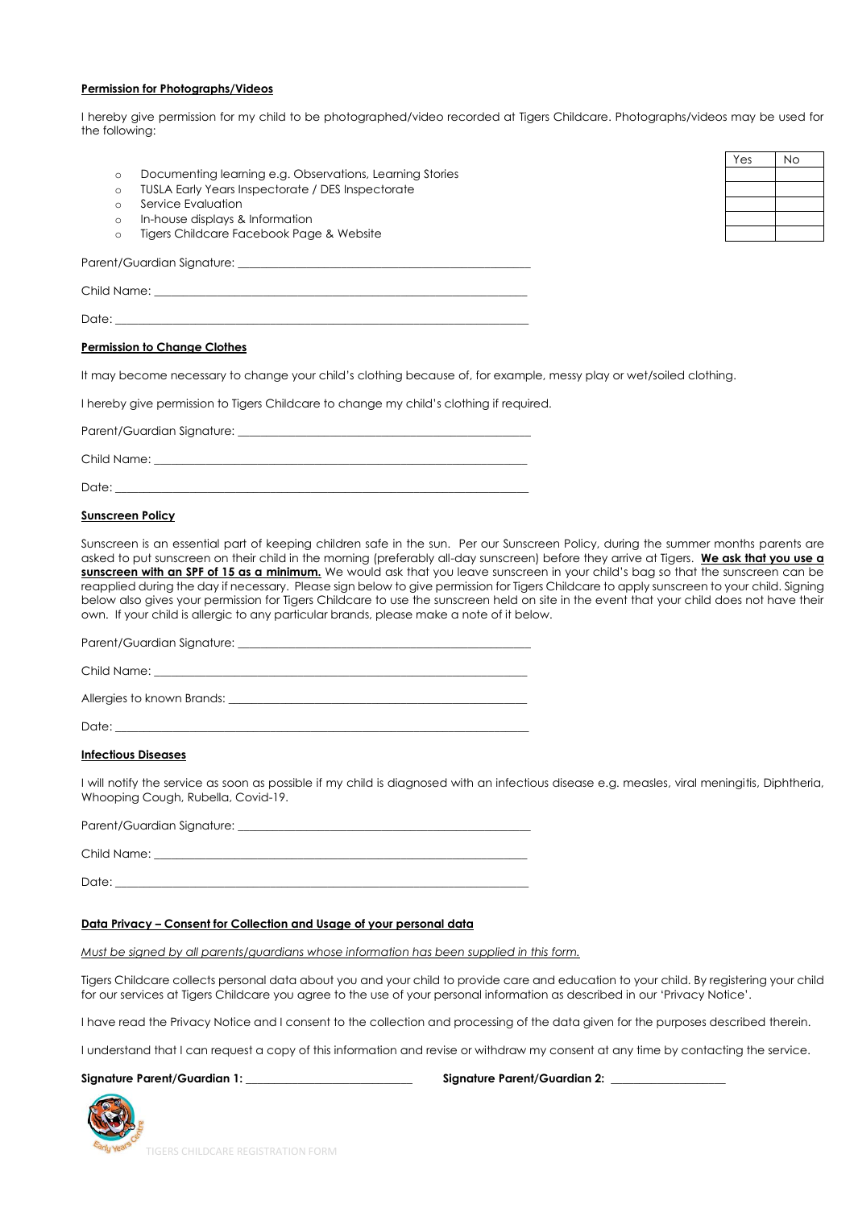**Permission for Photographs/Videos**

I hereby give permission for my child to be photographed/video recorded at Tigers Childcare. Photographs/videos may be used for the following:

| | Yes | No |
|---|---|---|
| Documenting learning e.g. Observations, Learning Stories | | |
| TUSLA Early Years Inspectorate / DES Inspectorate | | |
| Service Evaluation | | |
| In-house displays & Information | | |
| Tigers Childcare Facebook Page & Website | | |

Parent/Guardian Signature: ___________________________________________

Child Name: ___________________________________________

Date: ___________________________________________

**Permission to Change Clothes**

It may become necessary to change your child's clothing because of, for example, messy play or wet/soiled clothing.

I hereby give permission to Tigers Childcare to change my child's clothing if required.

Parent/Guardian Signature: ___________________________________________

Child Name: ___________________________________________

Date: ___________________________________________

**Sunscreen Policy**

Sunscreen is an essential part of keeping children safe in the sun. Per our Sunscreen Policy, during the summer months parents are asked to put sunscreen on their child in the morning (preferably all-day sunscreen) before they arrive at Tigers. **We ask that you use a sunscreen with an SPF of 15 as a minimum.** We would ask that you leave sunscreen in your child's bag so that the sunscreen can be reapplied during the day if necessary. Please sign below to give permission for Tigers Childcare to apply sunscreen to your child. Signing below also gives your permission for Tigers Childcare to use the sunscreen held on site in the event that your child does not have their own. If your child is allergic to any particular brands, please make a note of it below.

Parent/Guardian Signature: ___________________________________________

Child Name: ___________________________________________

Allergies to known Brands: ___________________________________________

Date: ___________________________________________

**Infectious Diseases**

I will notify the service as soon as possible if my child is diagnosed with an infectious disease e.g. measles, viral meningitis, Diphtheria, Whooping Cough, Rubella, Covid-19.

Parent/Guardian Signature: ___________________________________________

Child Name: ___________________________________________

Date: ___________________________________________

**Data Privacy – Consent for Collection and Usage of your personal data**

*Must be signed by all parents/guardians whose information has been supplied in this form.*

Tigers Childcare collects personal data about you and your child to provide care and education to your child. By registering your child for our services at Tigers Childcare you agree to the use of your personal information as described in our 'Privacy Notice'.

I have read the Privacy Notice and I consent to the collection and processing of the data given for the purposes described therein.

I understand that I can request a copy of this information and revise or withdraw my consent at any time by contacting the service.

**Signature Parent/Guardian 1:** ___________________________ **Signature Parent/Guardian 2:** ___________________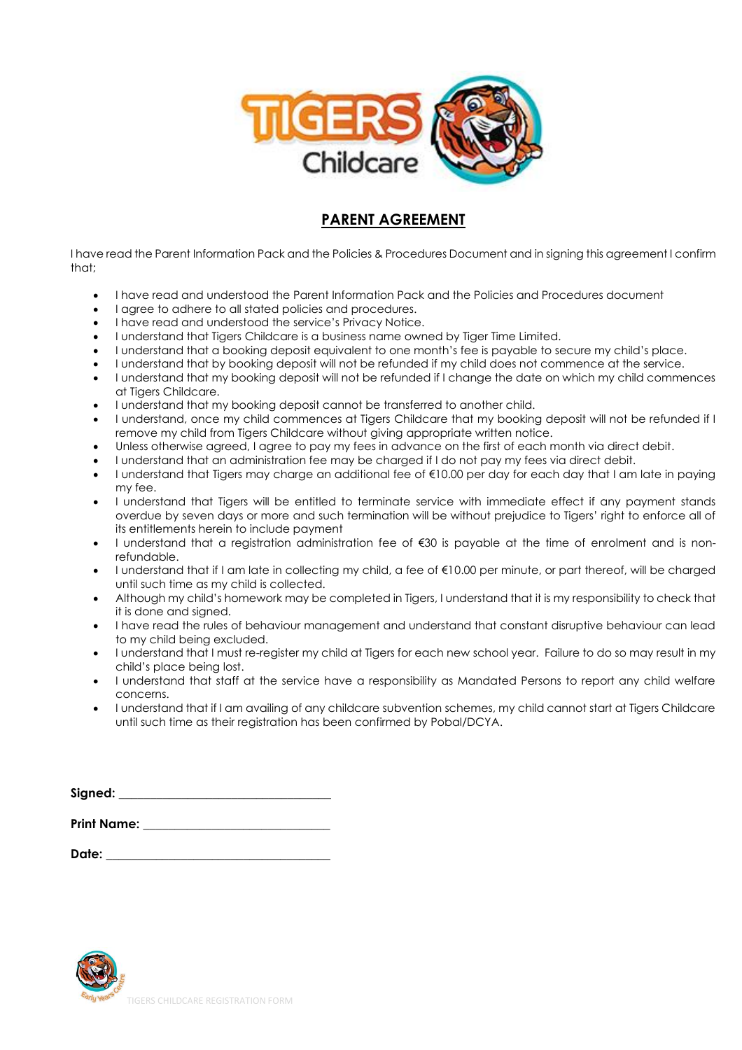## PARENT AGREEMENT

I have read the Parent Information Pack and the Policies & Procedures Document and in signing this agreement I confirm that;

- I have read and understood the Parent Information Pack and the Policies and Procedures document
- I agree to adhere to all stated policies and procedures.
- I have read and understood the service's Privacy Notice.
- I understand that Tigers Childcare is a business name owned by Tiger Time Limited.
- I understand that a booking deposit equivalent to one month's fee is payable to secure my child's place.
- I understand that by booking deposit will not be refunded if my child does not commence at the service.
- I understand that my booking deposit will not be refunded if I change the date on which my child commences at Tigers Childcare.
- I understand that my booking deposit cannot be transferred to another child.
- I understand, once my child commences at Tigers Childcare that my booking deposit will not be refunded if I remove my child from Tigers Childcare without giving appropriate written notice.
- Unless otherwise agreed, I agree to pay my fees in advance on the first of each month via direct debit.
- I understand that an administration fee may be charged if I do not pay my fees via direct debit.
- I understand that Tigers may charge an additional fee of €10.00 per day for each day that I am late in paying my fee.
- I understand that Tigers will be entitled to terminate service with immediate effect if any payment stands overdue by seven days or more and such termination will be without prejudice to Tigers' right to enforce all of its entitlements herein to include payment
- I understand that a registration administration fee of €30 is payable at the time of enrolment and is non-refundable.
- I understand that if I am late in collecting my child, a fee of €10.00 per minute, or part thereof, will be charged until such time as my child is collected.
- Although my child's homework may be completed in Tigers, I understand that it is my responsibility to check that it is done and signed.
- I have read the rules of behaviour management and understand that constant disruptive behaviour can lead to my child being excluded.
- I understand that I must re-register my child at Tigers for each new school year. Failure to do so may result in my child's place being lost.
- I understand that staff at the service have a responsibility as Mandated Persons to report any child welfare concerns.
- I understand that if I am availing of any childcare subvention schemes, my child cannot start at Tigers Childcare until such time as their registration has been confirmed by Pobal/DCYA.

**Signed:** ________________________________

**Print Name:** ____________________________

**Date:** __________________________________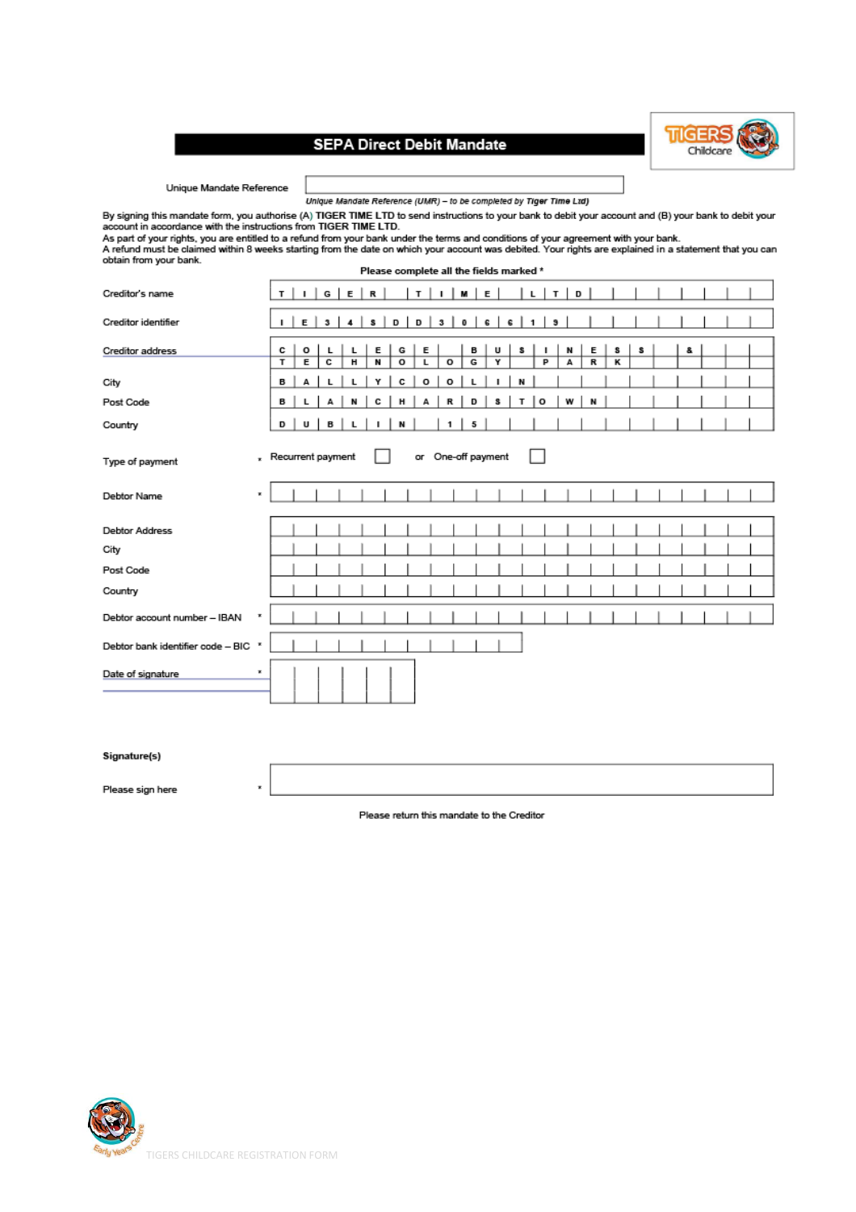# SEPA Direct Debit Mandate

Unique Mandate Reference

*Unique Mandate Reference (UMR) – to be completed by Tiger Time Ltd)*

By signing this mandate form, you authorise (A) TIGER TIME LTD to send instructions to your bank to debit your account and (B) your bank to debit your account in accordance with the instructions from TIGER TIME LTD.
As part of your rights, you are entitled to a refund from your bank under the terms and conditions of your agreement with your bank.
A refund must be claimed within 8 weeks starting from the date on which your account was debited. Your rights are explained in a statement that you can obtain from your bank.

**Please complete all the fields marked ***

| | |
|---|---|
| Creditor's name | TIGER TIME LTD |
| Creditor identifier | IE34SDD306619 |
| Creditor address | COLLEGE BUSINESS & TECHNOLOGY PARK |
| City | BALLYCOOLIN |
| Post Code | BLANCHARDSTOWN |
| Country | DUBLIN 15 |

Type of payment * Recurrent payment ☐ or One-off payment ☐

| | |
|---|---|
| Debtor Name * | |
| Debtor Address | |
| City | |
| Post Code | |
| Country | |
| Debtor account number – IBAN * | |
| Debtor bank identifier code – BIC * | |
| Date of signature * | |

**Signature(s)**

Please sign here *

Please return this mandate to the Creditor